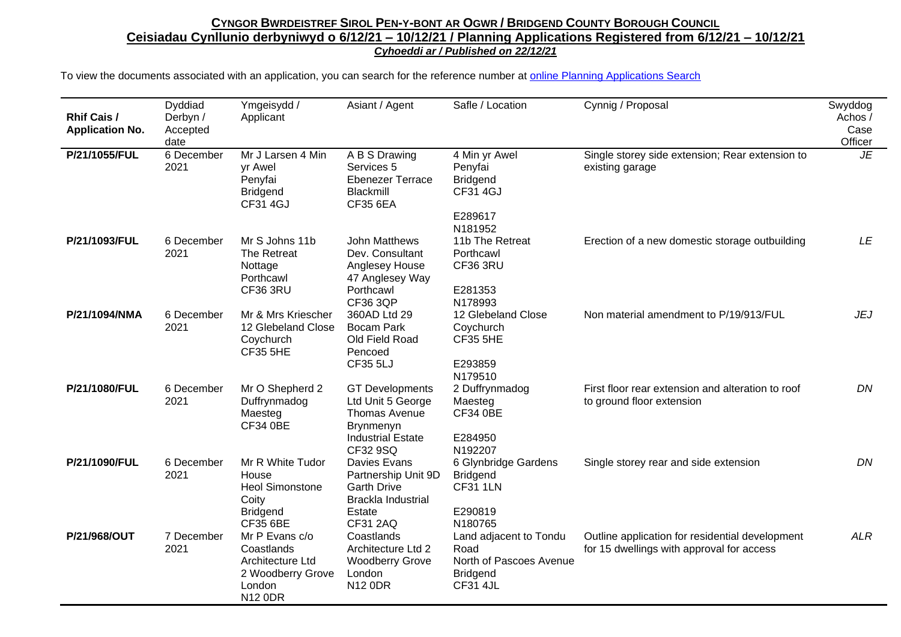**CYNGOR BWRDEISTREF SIROL PEN-Y-BONT AR OGWR / BRIDGEND COUNTY BOROUGH COUNCIL**

**Ceisiadau Cynllunio derbyniwyd o 6/12/21 – 10/12/21 / Planning Applications Registered from 6/12/21 – 10/12/21**

***Cyhoeddi ar / Published on 22/12/21***

To view the documents associated with an application, you can search for the reference number at online Planning Applications Search

| Rhif Cais / Application No. | Dyddiad Derbyn / Accepted date | Ymgeisydd / Applicant | Asiant / Agent | Safle / Location | Cynnig / Proposal | Swyddog Achos / Case Officer |
|---|---|---|---|---|---|---|
| **P/21/1055/FUL** | 6 December 2021 | Mr J Larsen 4 Min yr Awel Penyfai Bridgend CF31 4GJ | A B S Drawing Services 5 Ebenezer Terrace Blackmill CF35 6EA | 4 Min yr Awel Penyfai Bridgend CF31 4GJ<br><br>E289617 N181952 | Single storey side extension; Rear extension to existing garage | *JE* |
| **P/21/1093/FUL** | 6 December 2021 | Mr S Johns 11b The Retreat Nottage Porthcawl CF36 3RU | John Matthews Dev. Consultant Anglesey House 47 Anglesey Way Porthcawl CF36 3QP | 11b The Retreat Porthcawl CF36 3RU<br><br>E281353 N178993 | Erection of a new domestic storage outbuilding | *LE* |
| **P/21/1094/NMA** | 6 December 2021 | Mr & Mrs Kriescher 12 Glebeland Close Coychurch CF35 5HE | 360AD Ltd 29 Bocam Park Old Field Road Pencoed CF35 5LJ | 12 Glebeland Close Coychurch CF35 5HE<br><br>E293859 N179510 | Non material amendment to P/19/913/FUL | *JEJ* |
| **P/21/1080/FUL** | 6 December 2021 | Mr O Shepherd 2 Duffrynmadog Maesteg CF34 0BE | GT Developments Ltd Unit 5 George Thomas Avenue Brynmenyn Industrial Estate CF32 9SQ | 2 Duffrynmadog Maesteg CF34 0BE<br><br>E284950 N192207 | First floor rear extension and alteration to roof to ground floor extension | *DN* |
| **P/21/1090/FUL** | 6 December 2021 | Mr R White Tudor House Heol Simonstone Coity Bridgend CF35 6BE | Davies Evans Partnership Unit 9D Garth Drive Brackla Industrial Estate CF31 2AQ | 6 Glynbridge Gardens Bridgend CF31 1LN<br><br>E290819 N180765 | Single storey rear and side extension | *DN* |
| **P/21/968/OUT** | 7 December 2021 | Mr P Evans c/o Coastlands Architecture Ltd 2 Woodberry Grove London N12 0DR | Coastlands Architecture Ltd 2 Woodberry Grove London N12 0DR | Land adjacent to Tondu Road North of Pascoes Avenue Bridgend CF31 4JL | Outline application for residential development for 15 dwellings with approval for access | *ALR* |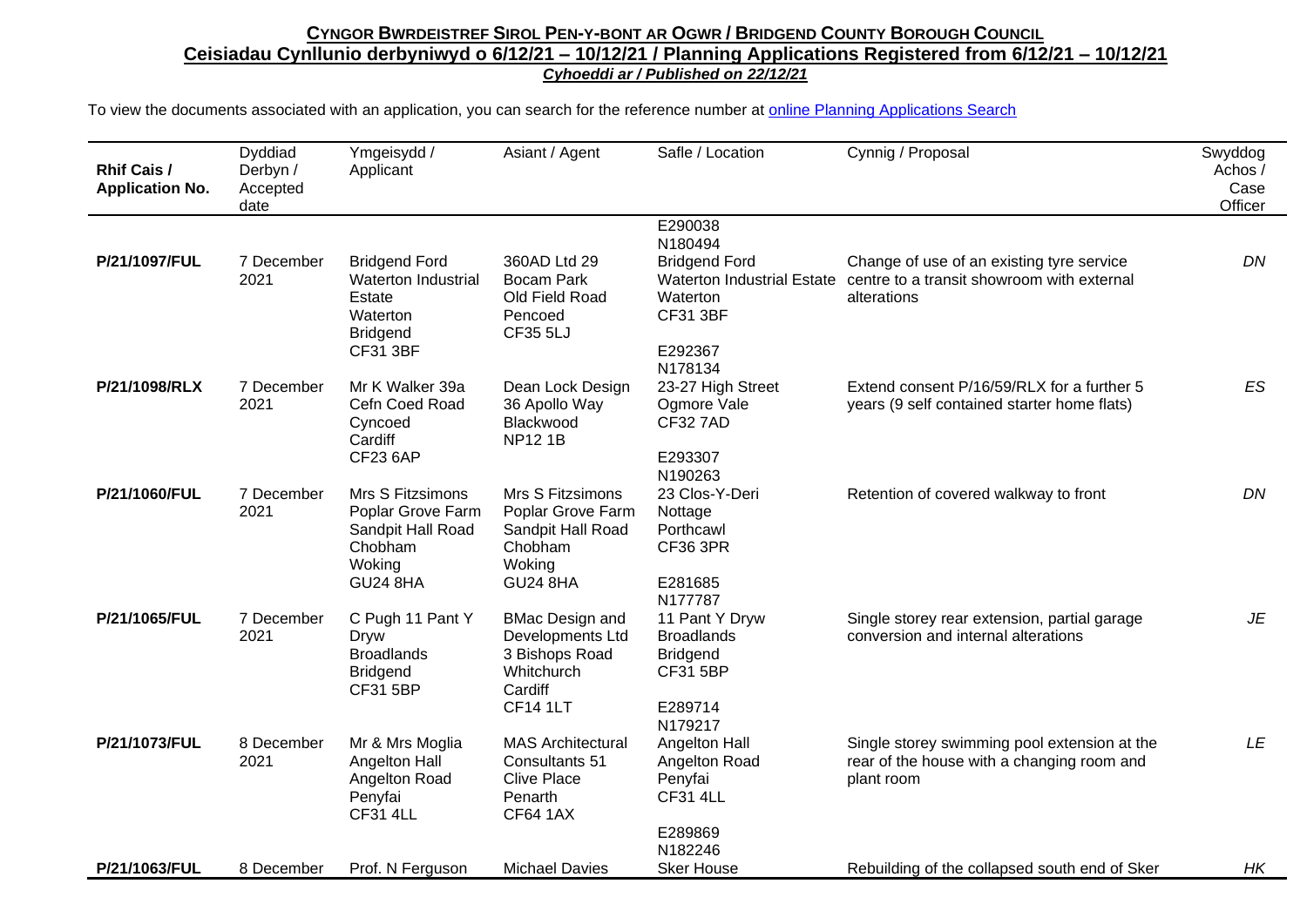**CYNGOR BWRDEISTREF SIROL PEN-Y-BONT AR OGWR / BRIDGEND COUNTY BOROUGH COUNCIL**

**Ceisiadau Cynllunio derbyniwyd o 6/12/21 – 10/12/21 / Planning Applications Registered from 6/12/21 – 10/12/21**

***Cyhoeddi ar / Published on 22/12/21***

To view the documents associated with an application, you can search for the reference number at online Planning Applications Search

| Rhif Cais / Application No. | Dyddiad Derbyn / Accepted date | Ymgeisydd / Applicant | Asiant / Agent | Safle / Location | Cynnig / Proposal | Swyddog Achos / Case Officer |
|---|---|---|---|---|---|---|
| P/21/1097/FUL | 7 December 2021 | Bridgend Ford Waterton Industrial Estate Waterton Bridgend CF31 3BF | 360AD Ltd 29 Bocam Park Old Field Road Pencoed CF35 5LJ | E290038 N180494 Bridgend Ford Waterton Industrial Estate Waterton CF31 3BF | Change of use of an existing tyre service centre to a transit showroom with external alterations | DN |
| P/21/1098/RLX | 7 December 2021 | Mr K Walker 39a Cefn Coed Road Cyncoed Cardiff CF23 6AP | Dean Lock Design 36 Apollo Way Blackwood NP12 1B | E292367 N178134 23-27 High Street Ogmore Vale CF32 7AD | Extend consent P/16/59/RLX for a further 5 years (9 self contained starter home flats) | ES |
| P/21/1060/FUL | 7 December 2021 | Mrs S Fitzsimons Poplar Grove Farm Sandpit Hall Road Chobham Woking GU24 8HA | Mrs S Fitzsimons Poplar Grove Farm Sandpit Hall Road Chobham Woking GU24 8HA | E293307 N190263 23 Clos-Y-Deri Nottage Porthcawl CF36 3PR | Retention of covered walkway to front | DN |
| P/21/1065/FUL | 7 December 2021 | C Pugh 11 Pant Y Dryw Broadlands Bridgend CF31 5BP | BMac Design and Developments Ltd 3 Bishops Road Whitchurch Cardiff CF14 1LT | E281685 N177787 11 Pant Y Dryw Broadlands Bridgend CF31 5BP | Single storey rear extension, partial garage conversion and internal alterations | JE |
| P/21/1073/FUL | 8 December 2021 | Mr & Mrs Moglia Angelton Hall Angelton Road Penyfai CF31 4LL | MAS Architectural Consultants 51 Clive Place Penarth CF64 1AX | E289714 N179217 Angelton Hall Angelton Road Penyfai CF31 4LL | Single storey swimming pool extension at the rear of the house with a changing room and plant room | LE |
| P/21/1063/FUL | 8 December | Prof. N Ferguson | Michael Davies | E289869 N182246 Sker House | Rebuilding of the collapsed south end of Sker | HK |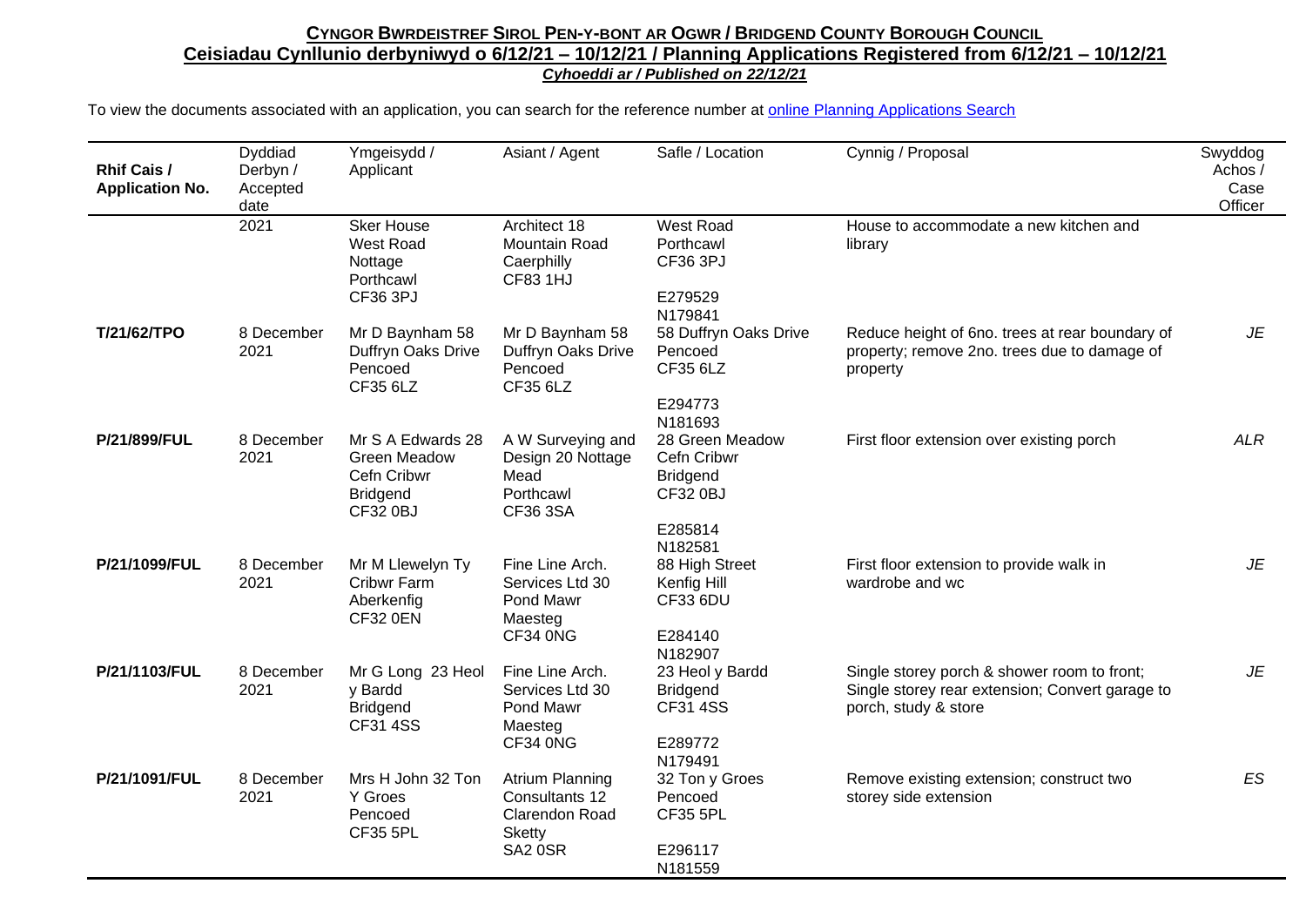**CYNGOR BWRDEISTREF SIROL PEN-Y-BONT AR OGWR / BRIDGEND COUNTY BOROUGH COUNCIL**

**Ceisiadau Cynllunio derbyniwyd o 6/12/21 – 10/12/21 / Planning Applications Registered from 6/12/21 – 10/12/21**

***Cyhoeddi ar / Published on 22/12/21***

To view the documents associated with an application, you can search for the reference number at [online Planning Applications Search]()

| Rhif Cais / Application No. | Dyddiad Derbyn / Accepted date | Ymgeisydd / Applicant | Asiant / Agent | Safle / Location | Cynnig / Proposal | Swyddog Achos / Case Officer |
|---|---|---|---|---|---|---|
| | 2021 | Sker House West Road Nottage Porthcawl CF36 3PJ | Architect 18 Mountain Road Caerphilly CF83 1HJ | West Road Porthcawl CF36 3PJ E279529 N179841 | House to accommodate a new kitchen and library | |
| **T/21/62/TPO** | 8 December 2021 | Mr D Baynham 58 Duffryn Oaks Drive Pencoed CF35 6LZ | Mr D Baynham 58 Duffryn Oaks Drive Pencoed CF35 6LZ | 58 Duffryn Oaks Drive Pencoed CF35 6LZ E294773 N181693 | Reduce height of 6no. trees at rear boundary of property; remove 2no. trees due to damage of property | *JE* |
| **P/21/899/FUL** | 8 December 2021 | Mr S A Edwards 28 Green Meadow Cefn Cribwr Bridgend CF32 0BJ | A W Surveying and Design 20 Nottage Mead Porthcawl CF36 3SA | 28 Green Meadow Cefn Cribwr Bridgend CF32 0BJ E285814 N182581 | First floor extension over existing porch | *ALR* |
| **P/21/1099/FUL** | 8 December 2021 | Mr M Llewelyn Ty Cribwr Farm Aberkenfig CF32 0EN | Fine Line Arch. Services Ltd 30 Pond Mawr Maesteg CF34 0NG | 88 High Street Kenfig Hill CF33 6DU E284140 N182907 | First floor extension to provide walk in wardrobe and wc | *JE* |
| **P/21/1103/FUL** | 8 December 2021 | Mr G Long 23 Heol y Bardd Bridgend CF31 4SS | Fine Line Arch. Services Ltd 30 Pond Mawr Maesteg CF34 0NG | 23 Heol y Bardd Bridgend CF31 4SS E289772 N179491 | Single storey porch & shower room to front; Single storey rear extension; Convert garage to porch, study & store | *JE* |
| **P/21/1091/FUL** | 8 December 2021 | Mrs H John 32 Ton Y Groes Pencoed CF35 5PL | Atrium Planning Consultants 12 Clarendon Road Sketty SA2 0SR | 32 Ton y Groes Pencoed CF35 5PL E296117 N181559 | Remove existing extension; construct two storey side extension | *ES* |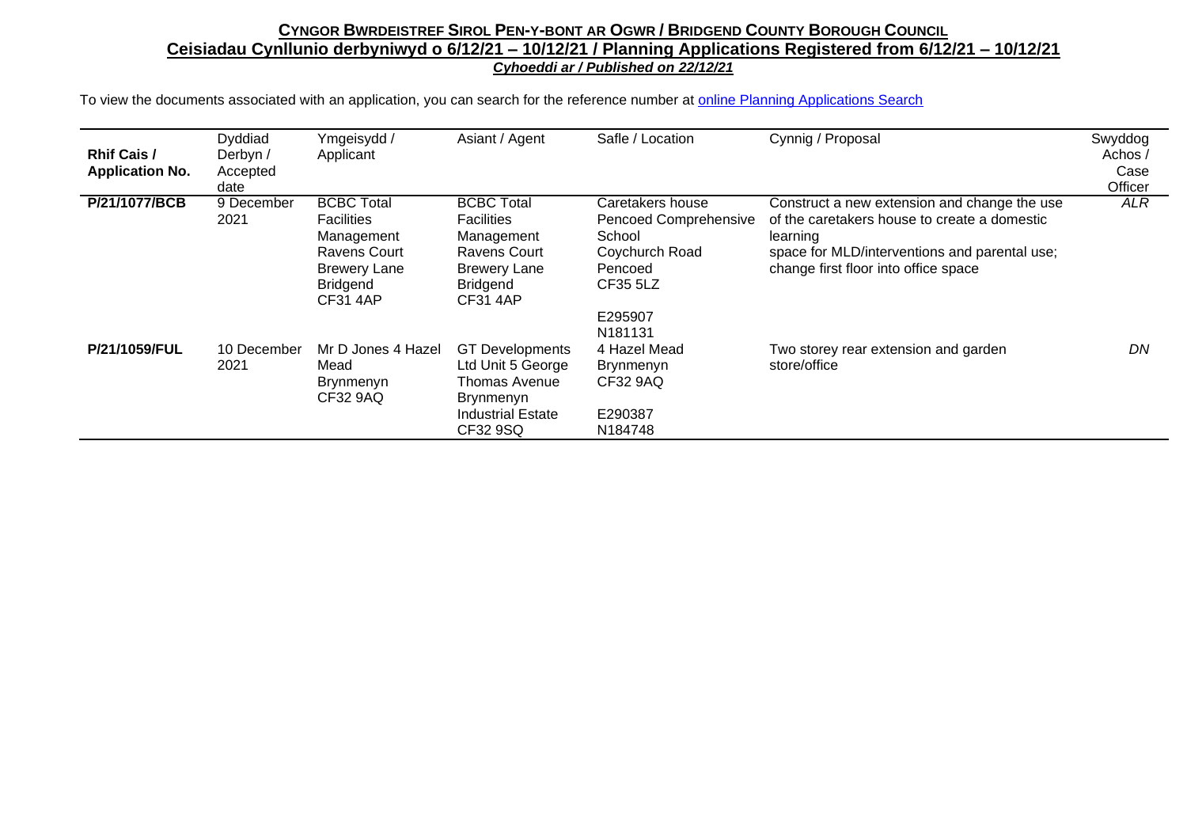**CYNGOR BWRDEISTREF SIROL PEN-Y-BONT AR OGWR / BRIDGEND COUNTY BOROUGH COUNCIL**
**Ceisiadau Cynllunio derbyniwyd o 6/12/21 – 10/12/21 / Planning Applications Registered from 6/12/21 – 10/12/21**
***Cyhoeddi ar / Published on 22/12/21***

To view the documents associated with an application, you can search for the reference number at online Planning Applications Search

| Rhif Cais / Application No. | Dyddiad Derbyn / Accepted date | Ymgeisydd / Applicant | Asiant / Agent | Safle / Location | Cynnig / Proposal | Swyddog Achos / Case Officer |
|---|---|---|---|---|---|---|
| **P/21/1077/BCB** | 9 December 2021 | BCBC Total Facilities Management Ravens Court Brewery Lane Bridgend CF31 4AP | BCBC Total Facilities Management Ravens Court Brewery Lane Bridgend CF31 4AP | Caretakers house Pencoed Comprehensive School Coychurch Road Pencoed CF35 5LZ<br><br>E295907 N181131 | Construct a new extension and change the use of the caretakers house to create a domestic learning space for MLD/interventions and parental use; change first floor into office space | *ALR* |
| **P/21/1059/FUL** | 10 December 2021 | Mr D Jones 4 Hazel Mead Brynmenyn CF32 9AQ | GT Developments Ltd Unit 5 George Thomas Avenue Brynmenyn Industrial Estate CF32 9SQ | 4 Hazel Mead Brynmenyn CF32 9AQ<br><br>E290387 N184748 | Two storey rear extension and garden store/office | *DN* |